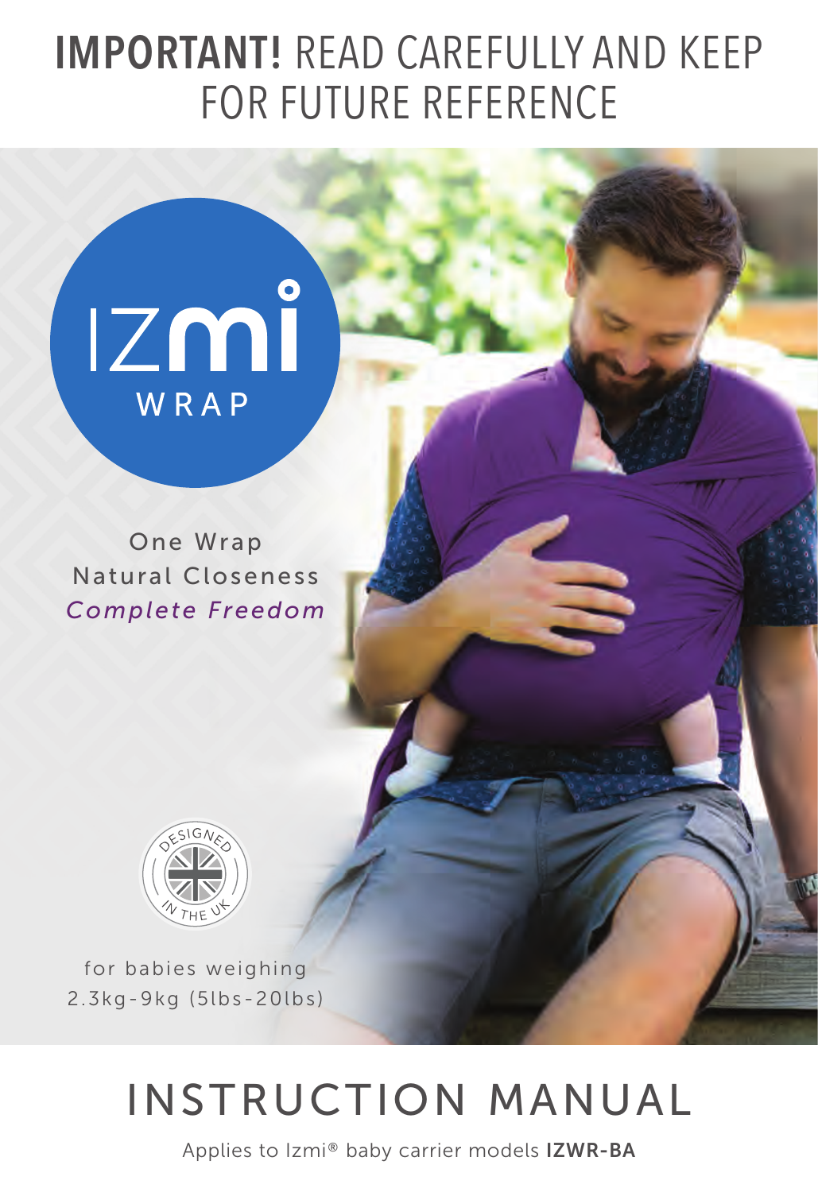# **IMPORTANT!** READ CAREFULLY AND KEEP FOR FUTURE REFERENCE

IZmi WRAP

One Wrap
Natural Closeness
*Complete Freedom*

DESIGNED IN THE UK

for babies weighing
2.3kg-9kg (5lbs-20lbs)

# INSTRUCTION MANUAL

Applies to Izmi® baby carrier models **IZWR-BA**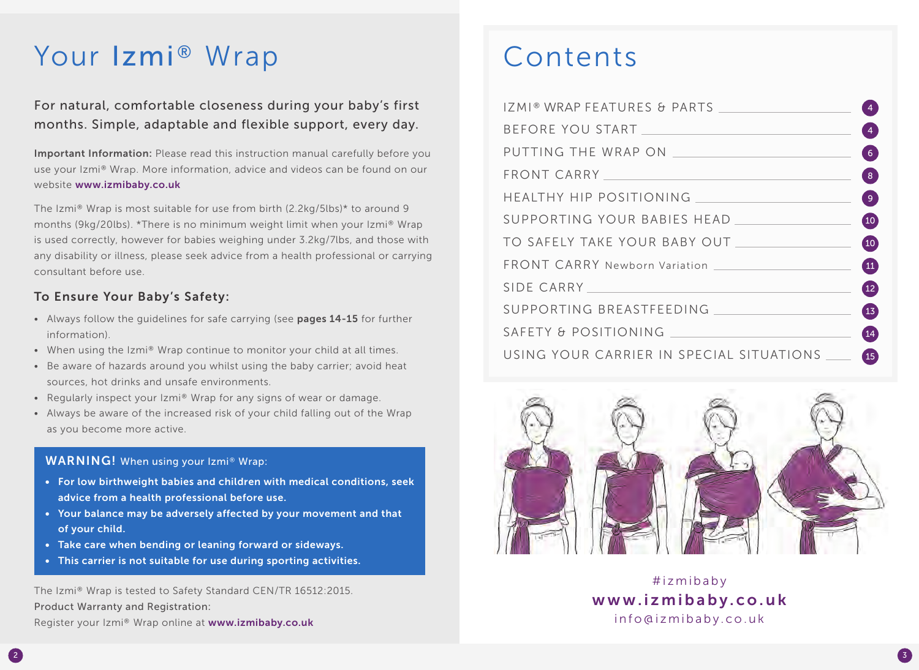# Your Izmi® Wrap

For natural, comfortable closeness during your baby's first months. Simple, adaptable and flexible support, every day.

**Important Information:** Please read this instruction manual carefully before you use your Izmi® Wrap. More information, advice and videos can be found on our website **www.izmibaby.co.uk**

The Izmi® Wrap is most suitable for use from birth (2.2kg/5lbs)* to around 9 months (9kg/20lbs). *There is no minimum weight limit when your Izmi® Wrap is used correctly, however for babies weighing under 3.2kg/7lbs, and those with any disability or illness, please seek advice from a health professional or carrying consultant before use.

### To Ensure Your Baby's Safety:

- Always follow the guidelines for safe carrying (see **pages 14-15** for further information).
- When using the Izmi® Wrap continue to monitor your child at all times.
- Be aware of hazards around you whilst using the baby carrier; avoid heat sources, hot drinks and unsafe environments.
- Regularly inspect your Izmi® Wrap for any signs of wear or damage.
- Always be aware of the increased risk of your child falling out of the Wrap as you become more active.

**WARNING!** When using your Izmi® Wrap:

- **For low birthweight babies and children with medical conditions, seek advice from a health professional before use.**
- **Your balance may be adversely affected by your movement and that of your child.**
- **Take care when bending or leaning forward or sideways.**
- **This carrier is not suitable for use during sporting activities.**

The Izmi® Wrap is tested to Safety Standard CEN/TR 16512:2015.
Product Warranty and Registration:
Register your Izmi® Wrap online at **www.izmibaby.co.uk**

# Contents

| | |
|---|---|
| IZMI® WRAP FEATURES & PARTS | 4 |
| BEFORE YOU START | 4 |
| PUTTING THE WRAP ON | 6 |
| FRONT CARRY | 8 |
| HEALTHY HIP POSITIONING | 9 |
| SUPPORTING YOUR BABIES HEAD | 10 |
| TO SAFELY TAKE YOUR BABY OUT | 10 |
| FRONT CARRY Newborn Variation | 11 |
| SIDE CARRY | 12 |
| SUPPORTING BREASTFEEDING | 13 |
| SAFETY & POSITIONING | 14 |
| USING YOUR CARRIER IN SPECIAL SITUATIONS | 15 |

#izmibaby
**www.izmibaby.co.uk**
info@izmibaby.co.uk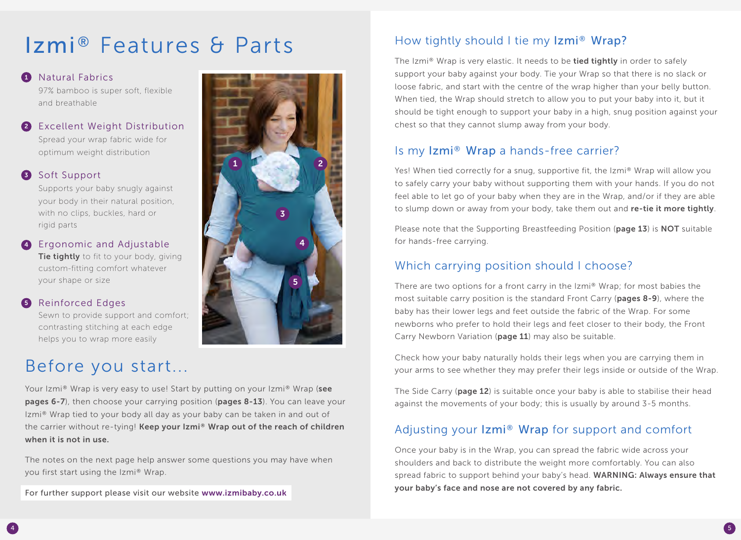# Izmi® Features & Parts

1. **Natural Fabrics**
   97% bamboo is super soft, flexible and breathable
2. **Excellent Weight Distribution**
   Spread your wrap fabric wide for optimum weight distribution
3. **Soft Support**
   Supports your baby snugly against your body in their natural position, with no clips, buckles, hard or rigid parts
4. **Ergonomic and Adjustable**
   **Tie tightly** to fit to your body, giving custom-fitting comfort whatever your shape or size
5. **Reinforced Edges**
   Sewn to provide support and comfort; contrasting stitching at each edge helps you to wrap more easily

# Before you start...

Your Izmi® Wrap is very easy to use! Start by putting on your Izmi® Wrap (**see pages 6-7**), then choose your carrying position (**pages 8-13**). You can leave your Izmi® Wrap tied to your body all day as your baby can be taken in and out of the carrier without re-tying! **Keep your Izmi® Wrap out of the reach of children when it is not in use.**

The notes on the next page help answer some questions you may have when you first start using the Izmi® Wrap.

For further support please visit our website **www.izmibaby.co.uk**

## How tightly should I tie my Izmi® Wrap?

The Izmi® Wrap is very elastic. It needs to be **tied tightly** in order to safely support your baby against your body. Tie your Wrap so that there is no slack or loose fabric, and start with the centre of the wrap higher than your belly button. When tied, the Wrap should stretch to allow you to put your baby into it, but it should be tight enough to support your baby in a high, snug position against your chest so that they cannot slump away from your body.

## Is my Izmi® Wrap a hands-free carrier?

Yes! When tied correctly for a snug, supportive fit, the Izmi® Wrap will allow you to safely carry your baby without supporting them with your hands. If you do not feel able to let go of your baby when they are in the Wrap, and/or if they are able to slump down or away from your body, take them out and **re-tie it more tightly**.

Please note that the Supporting Breastfeeding Position (**page 13**) is **NOT** suitable for hands-free carrying.

## Which carrying position should I choose?

There are two options for a front carry in the Izmi® Wrap; for most babies the most suitable carry position is the standard Front Carry (**pages 8-9**), where the baby has their lower legs and feet outside the fabric of the Wrap. For some newborns who prefer to hold their legs and feet closer to their body, the Front Carry Newborn Variation (**page 11**) may also be suitable.

Check how your baby naturally holds their legs when you are carrying them in your arms to see whether they may prefer their legs inside or outside of the Wrap.

The Side Carry (**page 12**) is suitable once your baby is able to stabilise their head against the movements of your body; this is usually by around 3-5 months.

## Adjusting your Izmi® Wrap for support and comfort

Once your baby is in the Wrap, you can spread the fabric wide across your shoulders and back to distribute the weight more comfortably. You can also spread fabric to support behind your baby's head. **WARNING: Always ensure that your baby's face and nose are not covered by any fabric.**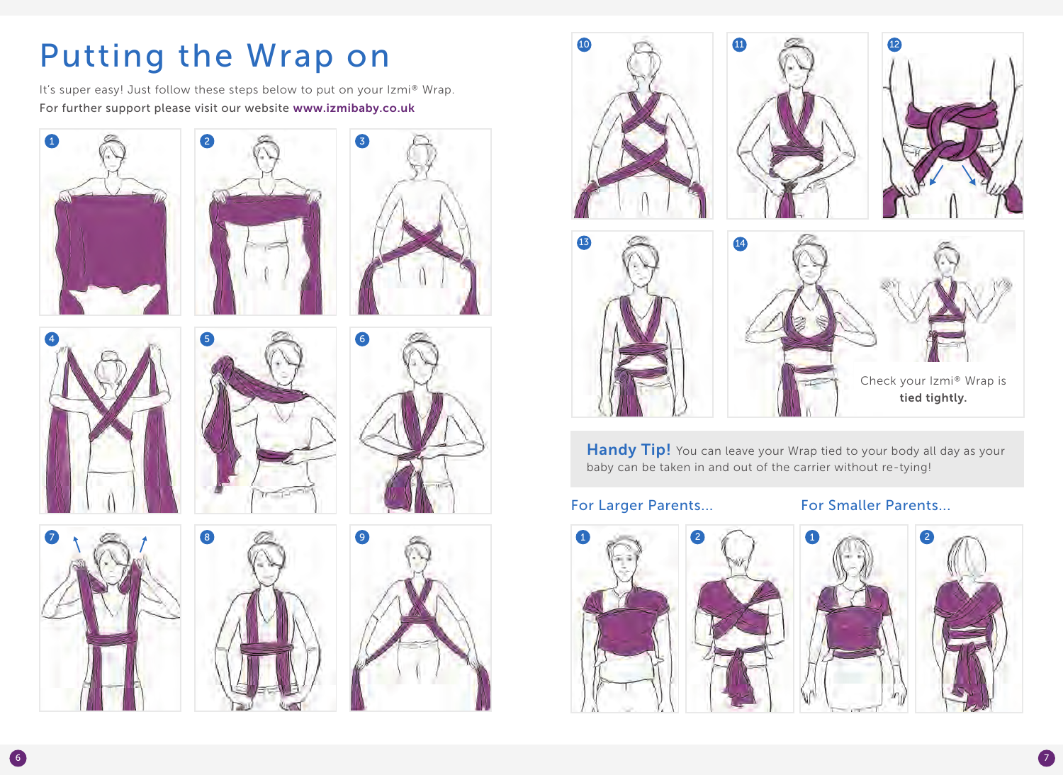# Putting the Wrap on

It's super easy! Just follow these steps below to put on your Izmi® Wrap.
For further support please visit our website **www.izmibaby.co.uk**

1 2 3 4 5 6 7 8 9 10 11 12 13 14

Check your Izmi® Wrap is **tied tightly.**

**Handy Tip!** You can leave your Wrap tied to your body all day as your baby can be taken in and out of the carrier without re-tying!

## For Larger Parents...

1 2

## For Smaller Parents...

1 2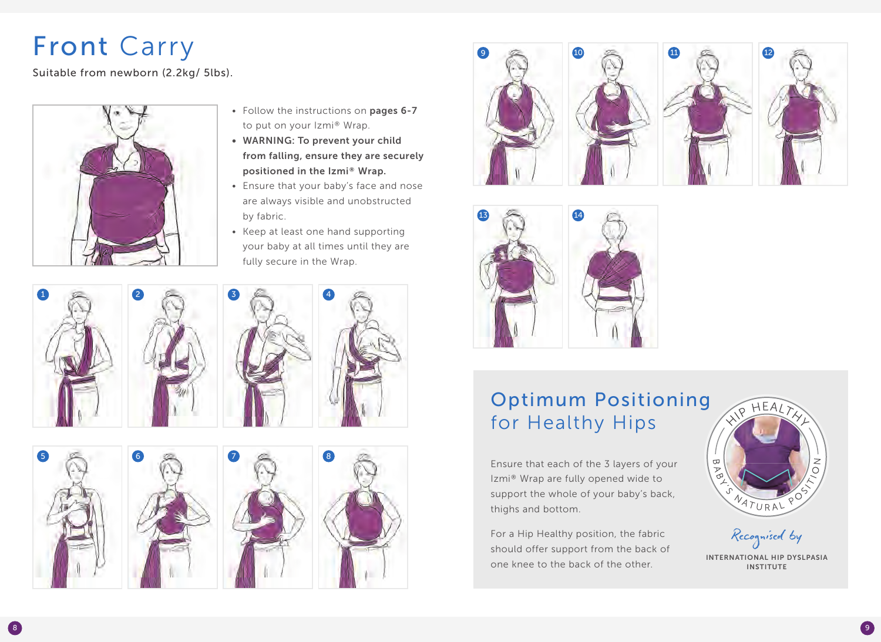# Front Carry

Suitable from newborn (2.2kg/ 5lbs).

- Follow the instructions on **pages 6-7** to put on your Izmi® Wrap.
- **WARNING: To prevent your child from falling, ensure they are securely positioned in the Izmi® Wrap.**
- Ensure that your baby's face and nose are always visible and unobstructed by fabric.
- Keep at least one hand supporting your baby at all times until they are fully secure in the Wrap.

## Optimum Positioning for Healthy Hips

Ensure that each of the 3 layers of your Izmi® Wrap are fully opened wide to support the whole of your baby's back, thighs and bottom.

For a Hip Healthy position, the fabric should offer support from the back of one knee to the back of the other.

HIP HEALTHY – BABY'S NATURAL POSITION

Recognised by INTERNATIONAL HIP DYSLPASIA INSTITUTE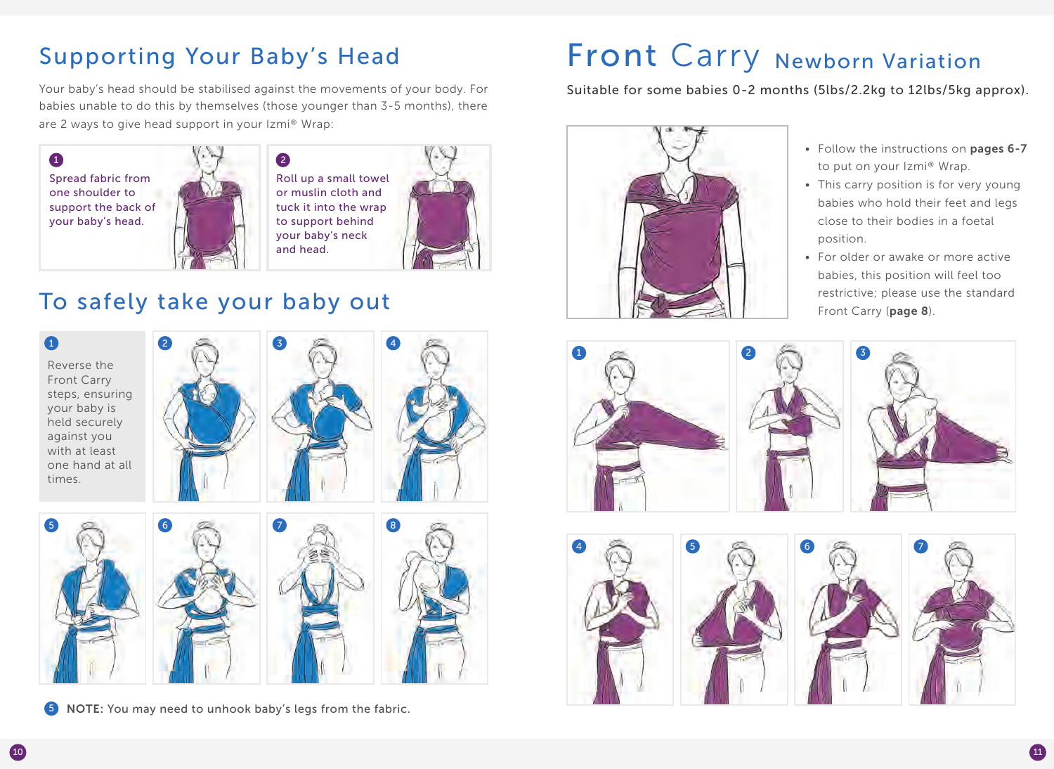## Supporting Your Baby's Head

Your baby's head should be stabilised against the movements of your body. For babies unable to do this by themselves (those younger than 3-5 months), there are 2 ways to give head support in your Izmi® Wrap:

1. Spread fabric from one shoulder to support the back of your baby's head.
2. Roll up a small towel or muslin cloth and tuck it into the wrap to support behind your baby's neck and head.

## To safely take your baby out

1. Reverse the Front Carry steps, ensuring your baby is held securely against you with at least one hand at all times.

5 **NOTE:** You may need to unhook baby's legs from the fabric.

# Front Carry Newborn Variation

Suitable for some babies 0-2 months (5lbs/2.2kg to 12lbs/5kg approx).

- Follow the instructions on **pages 6-7** to put on your Izmi® Wrap.
- This carry position is for very young babies who hold their feet and legs close to their bodies in a foetal position.
- For older or awake or more active babies, this position will feel too restrictive; please use the standard Front Carry (**page 8**).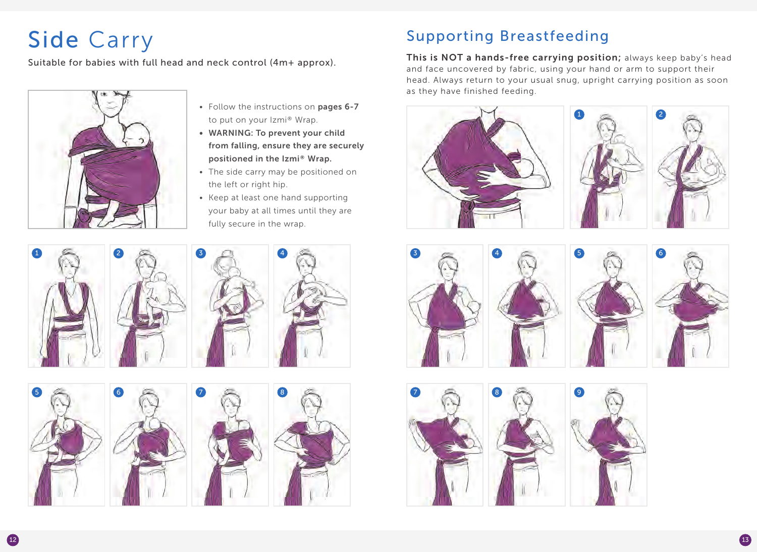# Side Carry

Suitable for babies with full head and neck control (4m+ approx).

- Follow the instructions on **pages 6-7** to put on your Izmi® Wrap.
- **WARNING: To prevent your child from falling, ensure they are securely positioned in the Izmi® Wrap.**
- The side carry may be positioned on the left or right hip.
- Keep at least one hand supporting your baby at all times until they are fully secure in the wrap.

# Supporting Breastfeeding

**This is NOT a hands-free carrying position;** always keep baby's head and face uncovered by fabric, using your hand or arm to support their head. Always return to your usual snug, upright carrying position as soon as they have finished feeding.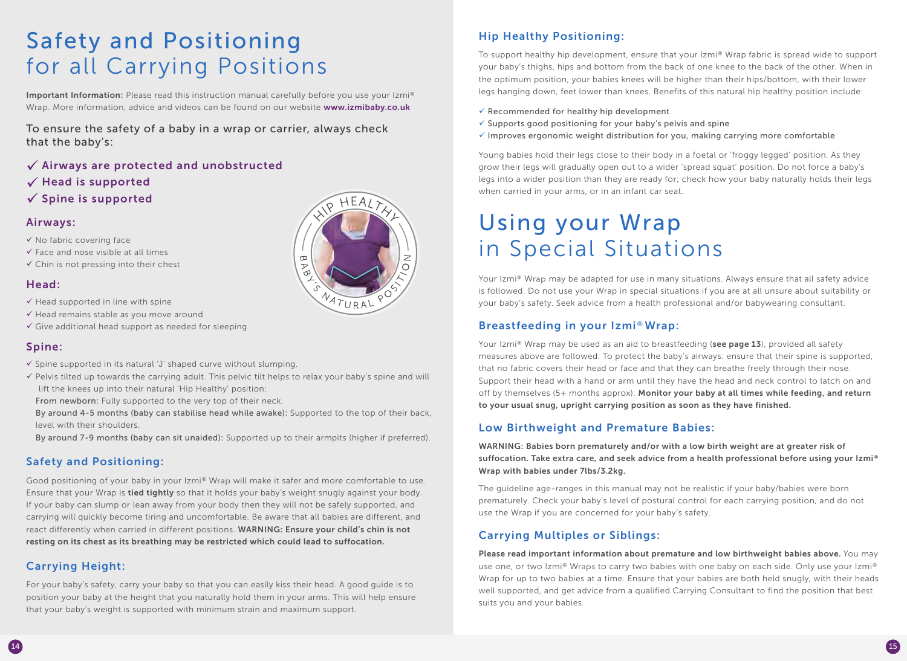# Safety and Positioning for all Carrying Positions

**Important Information:** Please read this instruction manual carefully before you use your Izmi® Wrap. More information, advice and videos can be found on our website **www.izmibaby.co.uk**

To ensure the safety of a baby in a wrap or carrier, always check that the baby's:

- ✓ **Airways are protected and unobstructed**
- ✓ **Head is supported**
- ✓ **Spine is supported**

### Airways:

- ✓ No fabric covering face
- ✓ Face and nose visible at all times
- ✓ Chin is not pressing into their chest

### Head:

- ✓ Head supported in line with spine
- ✓ Head remains stable as you move around
- ✓ Give additional head support as needed for sleeping

### Spine:

- ✓ Spine supported in its natural 'J' shaped curve without slumping.
- ✓ Pelvis tilted up towards the carrying adult. This pelvic tilt helps to relax your baby's spine and will lift the knees up into their natural 'Hip Healthy' position:

  From newborn: Fully supported to the very top of their neck.

  By around 4-5 months (baby can stabilise head while awake): Supported to the top of their back, level with their shoulders.

  By around 7-9 months (baby can sit unaided): Supported up to their armpits (higher if preferred).

### Safety and Positioning:

Good positioning of your baby in your Izmi® Wrap will make it safer and more comfortable to use. Ensure that your Wrap is **tied tightly** so that it holds your baby's weight snugly against your body. If your baby can slump or lean away from your body then they will not be safely supported, and carrying will quickly become tiring and uncomfortable. Be aware that all babies are different, and react differently when carried in different positions. **WARNING: Ensure your child's chin is not resting on its chest as its breathing may be restricted which could lead to suffocation.**

### Carrying Height:

For your baby's safety, carry your baby so that you can easily kiss their head. A good guide is to position your baby at the height that you naturally hold them in your arms. This will help ensure that your baby's weight is supported with minimum strain and maximum support.

### Hip Healthy Positioning:

To support healthy hip development, ensure that your Izmi® Wrap fabric is spread wide to support your baby's thighs, hips and bottom from the back of one knee to the back of the other. When in the optimum position, your babies knees will be higher than their hips/bottom, with their lower legs hanging down, feet lower than knees. Benefits of this natural hip healthy position include:

- ✓ Recommended for healthy hip development
- ✓ Supports good positioning for your baby's pelvis and spine
- ✓ Improves ergonomic weight distribution for you, making carrying more comfortable

Young babies hold their legs close to their body in a foetal or 'froggy legged' position. As they grow their legs will gradually open out to a wider 'spread squat' position. Do not force a baby's legs into a wider position than they are ready for; check how your baby naturally holds their legs when carried in your arms, or in an infant car seat.

# Using your Wrap in Special Situations

Your Izmi® Wrap may be adapted for use in many situations. Always ensure that all safety advice is followed. Do not use your Wrap in special situations if you are at all unsure about suitability or your baby's safety. Seek advice from a health professional and/or babywearing consultant.

### Breastfeeding in your Izmi® Wrap:

Your Izmi® Wrap may be used as an aid to breastfeeding (**see page 13**), provided all safety measures above are followed. To protect the baby's airways: ensure that their spine is supported, that no fabric covers their head or face and that they can breathe freely through their nose. Support their head with a hand or arm until they have the head and neck control to latch on and off by themselves (5+ months approx). **Monitor your baby at all times while feeding, and return to your usual snug, upright carrying position as soon as they have finished.**

### Low Birthweight and Premature Babies:

**WARNING: Babies born prematurely and/or with a low birth weight are at greater risk of suffocation. Take extra care, and seek advice from a health professional before using your Izmi® Wrap with babies under 7lbs/3.2kg.**

The guideline age-ranges in this manual may not be realistic if your baby/babies were born prematurely. Check your baby's level of postural control for each carrying position, and do not use the Wrap if you are concerned for your baby's safety.

### Carrying Multiples or Siblings:

**Please read important information about premature and low birthweight babies above.** You may use one, or two Izmi® Wraps to carry two babies with one baby on each side. Only use your Izmi® Wrap for up to two babies at a time. Ensure that your babies are both held snugly, with their heads well supported, and get advice from a qualified Carrying Consultant to find the position that best suits you and your babies.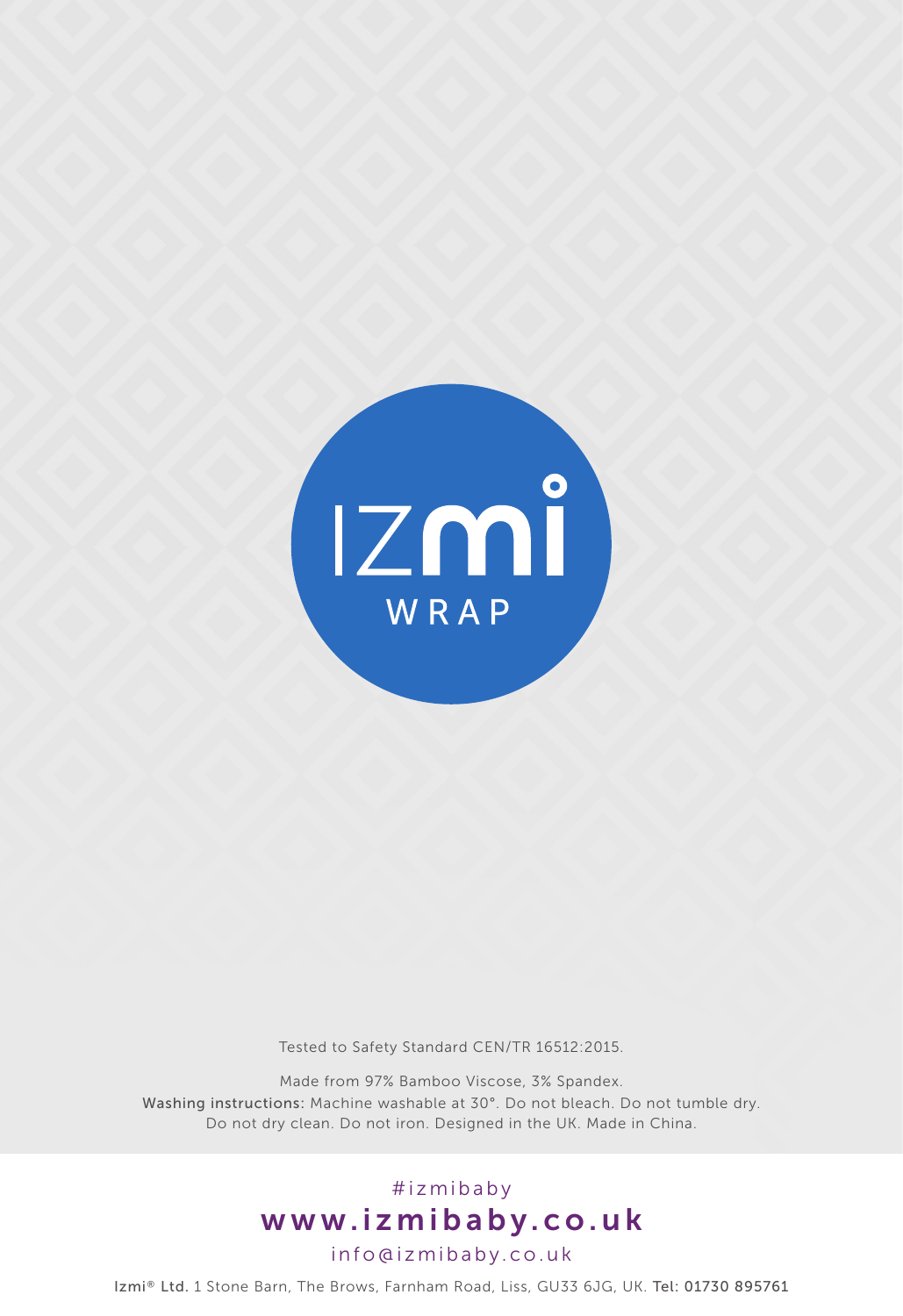IZmi WRAP

Tested to Safety Standard CEN/TR 16512:2015.

Made from 97% Bamboo Viscose, 3% Spandex.
Washing instructions: Machine washable at 30°. Do not bleach. Do not tumble dry. Do not dry clean. Do not iron. Designed in the UK. Made in China.

#izmibaby

www.izmibaby.co.uk

info@izmibaby.co.uk

Izmi® Ltd. 1 Stone Barn, The Brows, Farnham Road, Liss, GU33 6JG, UK. Tel: 01730 895761